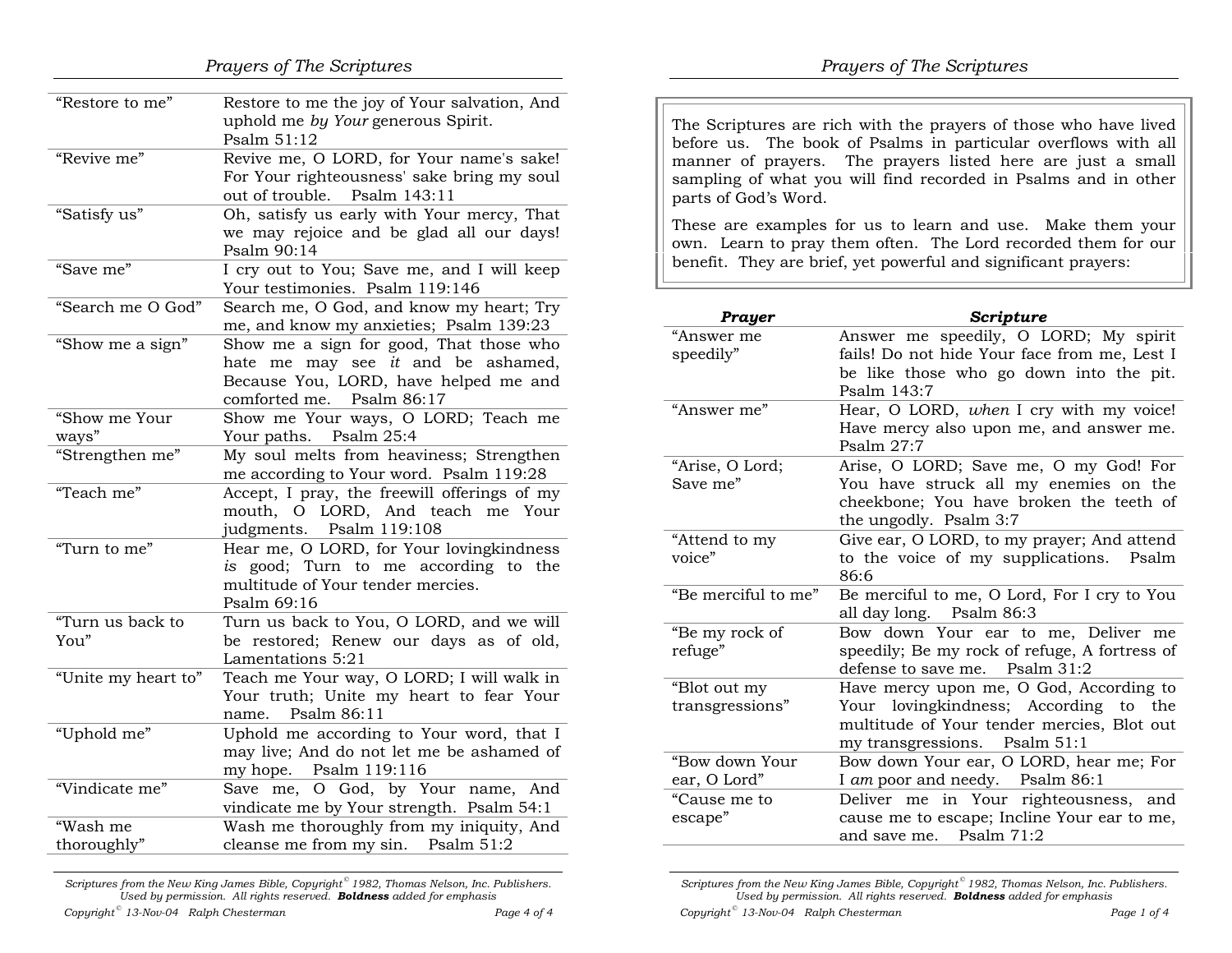| | |
|---|---|
| “Restore to me” | Restore to me the joy of Your salvation, And uphold me *by Your* generous Spirit. Psalm 51:12 |
| “Revive me” | Revive me, O LORD, for Your name's sake! For Your righteousness' sake bring my soul out of trouble. Psalm 143:11 |
| “Satisfy us” | Oh, satisfy us early with Your mercy, That we may rejoice and be glad all our days! Psalm 90:14 |
| “Save me” | I cry out to You; Save me, and I will keep Your testimonies. Psalm 119:146 |
| “Search me O God” | Search me, O God, and know my heart; Try me, and know my anxieties; Psalm 139:23 |
| “Show me a sign” | Show me a sign for good, That those who hate me may see *it* and be ashamed, Because You, LORD, have helped me and comforted me. Psalm 86:17 |
| “Show me Your ways” | Show me Your ways, O LORD; Teach me Your paths. Psalm 25:4 |
| “Strengthen me” | My soul melts from heaviness; Strengthen me according to Your word. Psalm 119:28 |
| “Teach me” | Accept, I pray, the freewill offerings of my mouth, O LORD, And teach me Your judgments. Psalm 119:108 |
| “Turn to me” | Hear me, O LORD, for Your lovingkindness *is* good; Turn to me according to the multitude of Your tender mercies. Psalm 69:16 |
| “Turn us back to You” | Turn us back to You, O LORD, and we will be restored; Renew our days as of old, Lamentations 5:21 |
| “Unite my heart to” | Teach me Your way, O LORD; I will walk in Your truth; Unite my heart to fear Your name. Psalm 86:11 |
| “Uphold me” | Uphold me according to Your word, that I may live; And do not let me be ashamed of my hope. Psalm 119:116 |
| “Vindicate me” | Save me, O God, by Your name, And vindicate me by Your strength. Psalm 54:1 |
| “Wash me thoroughly” | Wash me thoroughly from my iniquity, And cleanse me from my sin. Psalm 51:2 |

The Scriptures are rich with the prayers of those who have lived before us. The book of Psalms in particular overflows with all manner of prayers. The prayers listed here are just a small sampling of what you will find recorded in Psalms and in other parts of God’s Word.

These are examples for us to learn and use. Make them your own. Learn to pray them often. The Lord recorded them for our benefit. They are brief, yet powerful and significant prayers:

| ***Prayer*** | ***Scripture*** |
|---|---|
| “Answer me speedily” | Answer me speedily, O LORD; My spirit fails! Do not hide Your face from me, Lest I be like those who go down into the pit. Psalm 143:7 |
| “Answer me” | Hear, O LORD, *when* I cry with my voice! Have mercy also upon me, and answer me. Psalm 27:7 |
| “Arise, O Lord; Save me” | Arise, O LORD; Save me, O my God! For You have struck all my enemies on the cheekbone; You have broken the teeth of the ungodly. Psalm 3:7 |
| “Attend to my voice” | Give ear, O LORD, to my prayer; And attend to the voice of my supplications. Psalm 86:6 |
| “Be merciful to me” | Be merciful to me, O Lord, For I cry to You all day long. Psalm 86:3 |
| “Be my rock of refuge” | Bow down Your ear to me, Deliver me speedily; Be my rock of refuge, A fortress of defense to save me. Psalm 31:2 |
| “Blot out my transgressions” | Have mercy upon me, O God, According to Your lovingkindness; According to the multitude of Your tender mercies, Blot out my transgressions. Psalm 51:1 |
| “Bow down Your ear, O Lord” | Bow down Your ear, O LORD, hear me; For I *am* poor and needy. Psalm 86:1 |
| “Cause me to escape” | Deliver me in Your righteousness, and cause me to escape; Incline Your ear to me, and save me. Psalm 71:2 |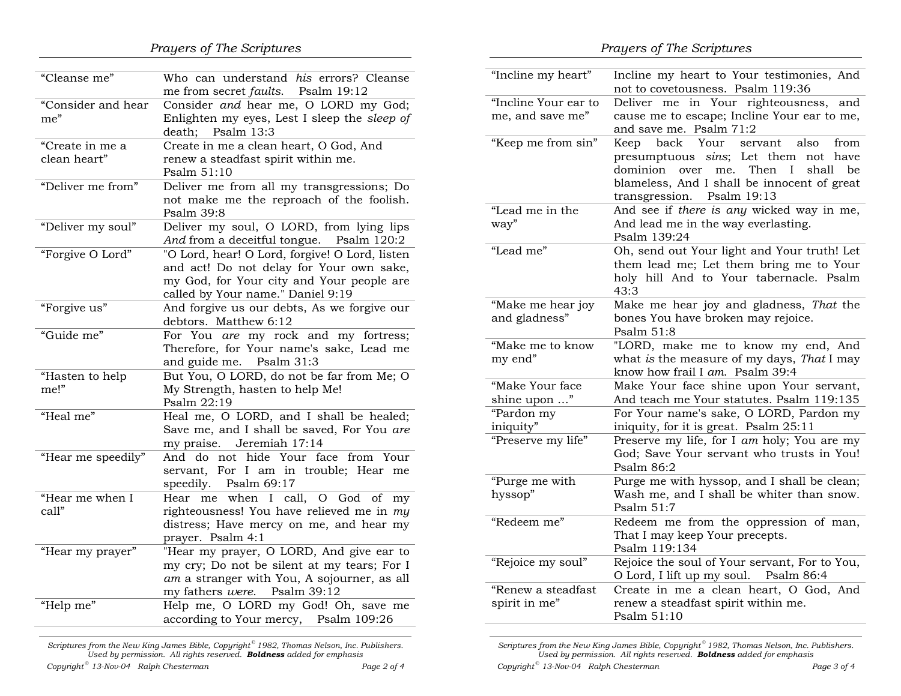| | |
|---|---|
| "Cleanse me" | Who can understand *his* errors? Cleanse me from secret *faults*. Psalm 19:12 |
| "Consider and hear me" | Consider *and* hear me, O LORD my God; Enlighten my eyes, Lest I sleep the *sleep of* death; Psalm 13:3 |
| "Create in me a clean heart" | Create in me a clean heart, O God, And renew a steadfast spirit within me. Psalm 51:10 |
| "Deliver me from" | Deliver me from all my transgressions; Do not make me the reproach of the foolish. Psalm 39:8 |
| "Deliver my soul" | Deliver my soul, O LORD, from lying lips *And* from a deceitful tongue. Psalm 120:2 |
| "Forgive O Lord" | "O Lord, hear! O Lord, forgive! O Lord, listen and act! Do not delay for Your own sake, my God, for Your city and Your people are called by Your name." Daniel 9:19 |
| "Forgive us" | And forgive us our debts, As we forgive our debtors. Matthew 6:12 |
| "Guide me" | For You *are* my rock and my fortress; Therefore, for Your name's sake, Lead me and guide me. Psalm 31:3 |
| "Hasten to help me!" | But You, O LORD, do not be far from Me; O My Strength, hasten to help Me! Psalm 22:19 |
| "Heal me" | Heal me, O LORD, and I shall be healed; Save me, and I shall be saved, For You *are* my praise. Jeremiah 17:14 |
| "Hear me speedily" | And do not hide Your face from Your servant, For I am in trouble; Hear me speedily. Psalm 69:17 |
| "Hear me when I call" | Hear me when I call, O God of my righteousness! You have relieved me in *my* distress; Have mercy on me, and hear my prayer. Psalm 4:1 |
| "Hear my prayer" | "Hear my prayer, O LORD, And give ear to my cry; Do not be silent at my tears; For I *am* a stranger with You, A sojourner, as all my fathers *were*. Psalm 39:12 |
| "Help me" | Help me, O LORD my God! Oh, save me according to Your mercy, Psalm 109:26 |

*Scriptures from the New King James Bible, Copyright© 1982, Thomas Nelson, Inc. Publishers. Used by permission. All rights reserved.* ***Boldness*** *added for emphasis*

*Copyright© 13-Nov-04 Ralph Chesterman*

| | |
|---|---|
| "Incline my heart" | Incline my heart to Your testimonies, And not to covetousness. Psalm 119:36 |
| "Incline Your ear to me, and save me" | Deliver me in Your righteousness, and cause me to escape; Incline Your ear to me, and save me. Psalm 71:2 |
| "Keep me from sin" | Keep back Your servant also from presumptuous *sins*; Let them not have dominion over me. Then I shall be blameless, And I shall be innocent of great transgression. Psalm 19:13 |
| "Lead me in the way" | And see if *there is any* wicked way in me, And lead me in the way everlasting. Psalm 139:24 |
| "Lead me" | Oh, send out Your light and Your truth! Let them lead me; Let them bring me to Your holy hill And to Your tabernacle. Psalm 43:3 |
| "Make me hear joy and gladness" | Make me hear joy and gladness, *That* the bones You have broken may rejoice. Psalm 51:8 |
| "Make me to know my end" | "LORD, make me to know my end, And what *is* the measure of my days, *That* I may know how frail I *am*. Psalm 39:4 |
| "Make Your face shine upon …" | Make Your face shine upon Your servant, And teach me Your statutes. Psalm 119:135 |
| "Pardon my iniquity" | For Your name's sake, O LORD, Pardon my iniquity, for it is great. Psalm 25:11 |
| "Preserve my life" | Preserve my life, for I *am* holy; You are my God; Save Your servant who trusts in You! Psalm 86:2 |
| "Purge me with hyssop" | Purge me with hyssop, and I shall be clean; Wash me, and I shall be whiter than snow. Psalm 51:7 |
| "Redeem me" | Redeem me from the oppression of man, That I may keep Your precepts. Psalm 119:134 |
| "Rejoice my soul" | Rejoice the soul of Your servant, For to You, O Lord, I lift up my soul. Psalm 86:4 |
| "Renew a steadfast spirit in me" | Create in me a clean heart, O God, And renew a steadfast spirit within me. Psalm 51:10 |

*Scriptures from the New King James Bible, Copyright© 1982, Thomas Nelson, Inc. Publishers. Used by permission. All rights reserved.* ***Boldness*** *added for emphasis*

*Copyright© 13-Nov-04 Ralph Chesterman*